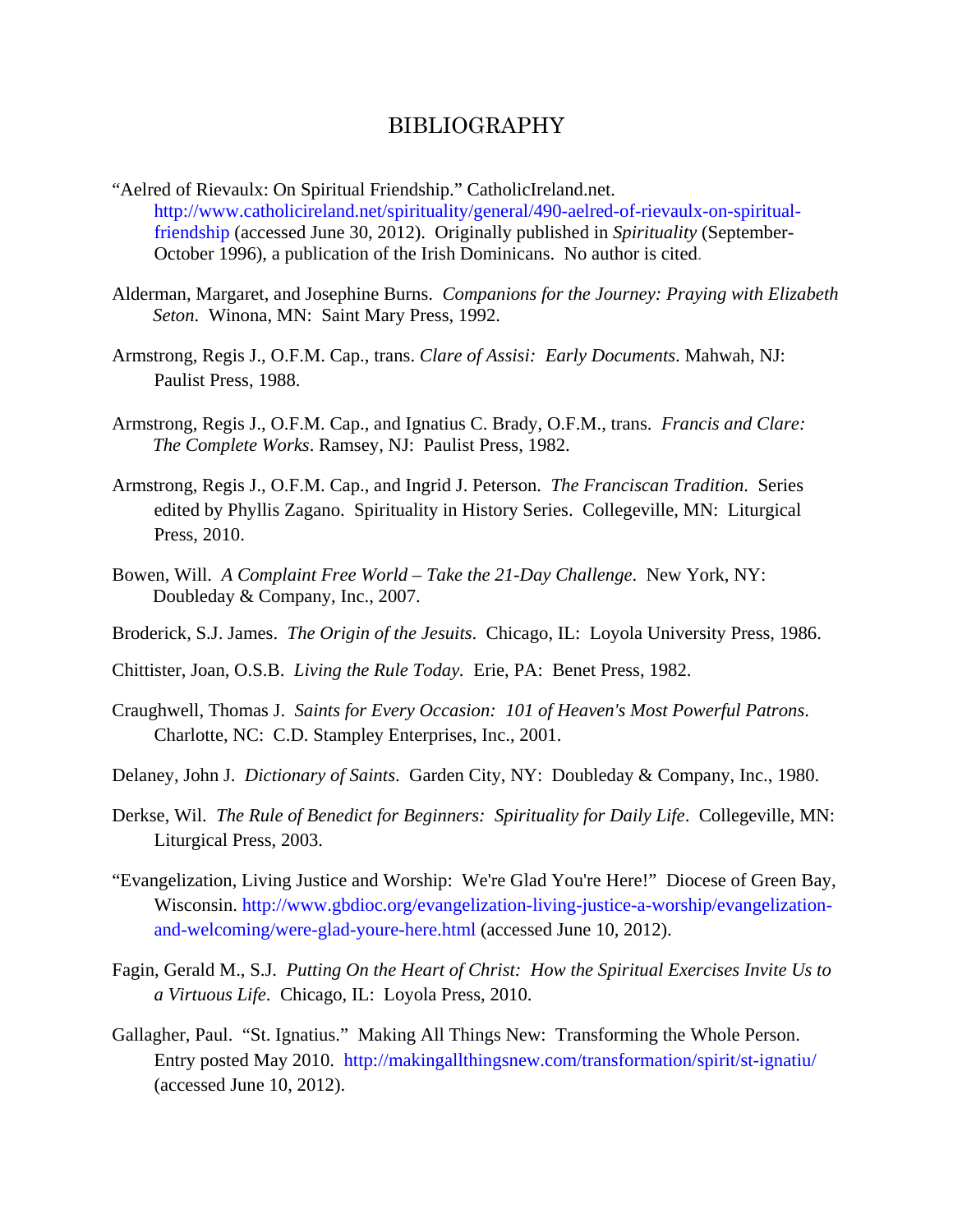# BIBLIOGRAPHY

"Aelred of Rievaulx: On Spiritual Friendship." CatholicIreland.net. http://www.catholicireland.net/spirituality/general/490-aelred-of-rievaulx-on-spiritual-friendship (accessed June 30, 2012). Originally published in *Spirituality* (September-October 1996), a publication of the Irish Dominicans. No author is cited.

Alderman, Margaret, and Josephine Burns. *Companions for the Journey: Praying with Elizabeth Seton*. Winona, MN: Saint Mary Press, 1992.

Armstrong, Regis J., O.F.M. Cap., trans. *Clare of Assisi: Early Documents*. Mahwah, NJ: Paulist Press, 1988.

Armstrong, Regis J., O.F.M. Cap., and Ignatius C. Brady, O.F.M., trans. *Francis and Clare: The Complete Works*. Ramsey, NJ: Paulist Press, 1982.

Armstrong, Regis J., O.F.M. Cap., and Ingrid J. Peterson. *The Franciscan Tradition*. Series edited by Phyllis Zagano. Spirituality in History Series. Collegeville, MN: Liturgical Press, 2010.

Bowen, Will. *A Complaint Free World – Take the 21-Day Challenge*. New York, NY: Doubleday & Company, Inc., 2007.

Broderick, S.J. James. *The Origin of the Jesuits*. Chicago, IL: Loyola University Press, 1986.

Chittister, Joan, O.S.B. *Living the Rule Today.* Erie, PA: Benet Press, 1982.

Craughwell, Thomas J. *Saints for Every Occasion: 101 of Heaven's Most Powerful Patrons*. Charlotte, NC: C.D. Stampley Enterprises, Inc., 2001.

Delaney, John J. *Dictionary of Saints*. Garden City, NY: Doubleday & Company, Inc., 1980.

Derkse, Wil. *The Rule of Benedict for Beginners: Spirituality for Daily Life*. Collegeville, MN: Liturgical Press, 2003.

"Evangelization, Living Justice and Worship: We're Glad You're Here!" Diocese of Green Bay, Wisconsin. http://www.gbdioc.org/evangelization-living-justice-a-worship/evangelization-and-welcoming/were-glad-youre-here.html (accessed June 10, 2012).

Fagin, Gerald M., S.J. *Putting On the Heart of Christ: How the Spiritual Exercises Invite Us to a Virtuous Life*. Chicago, IL: Loyola Press, 2010.

Gallagher, Paul. "St. Ignatius." Making All Things New: Transforming the Whole Person. Entry posted May 2010. http://makingallthingsnew.com/transformation/spirit/st-ignatiu/ (accessed June 10, 2012).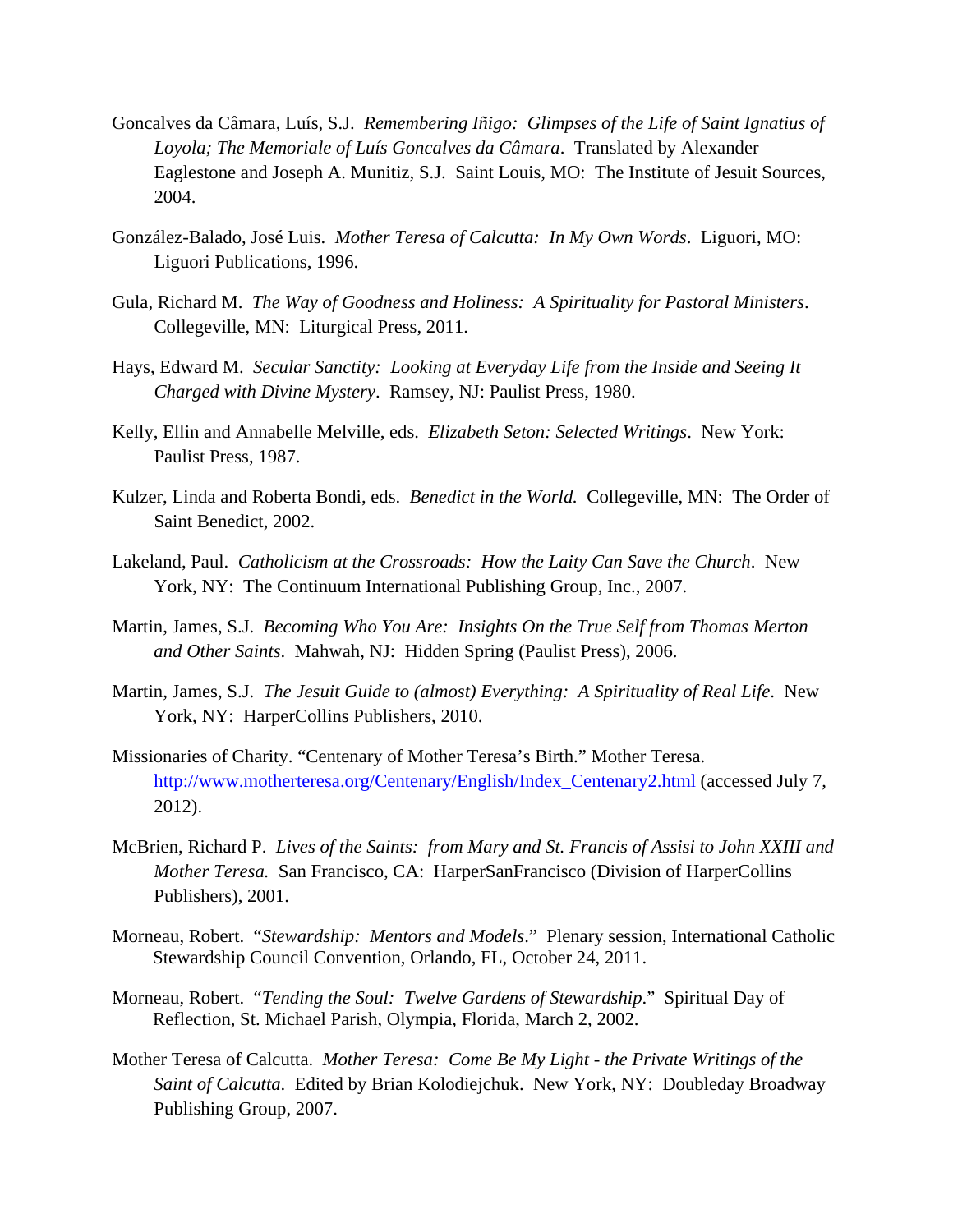Goncalves da Câmara, Luís, S.J. *Remembering Iñigo: Glimpses of the Life of Saint Ignatius of Loyola; The Memoriale of Luís Goncalves da Câmara*. Translated by Alexander Eaglestone and Joseph A. Munitiz, S.J. Saint Louis, MO: The Institute of Jesuit Sources, 2004.

González-Balado, José Luis. *Mother Teresa of Calcutta: In My Own Words*. Liguori, MO: Liguori Publications, 1996.

Gula, Richard M. *The Way of Goodness and Holiness: A Spirituality for Pastoral Ministers*. Collegeville, MN: Liturgical Press, 2011.

Hays, Edward M. *Secular Sanctity: Looking at Everyday Life from the Inside and Seeing It Charged with Divine Mystery*. Ramsey, NJ: Paulist Press, 1980.

Kelly, Ellin and Annabelle Melville, eds. *Elizabeth Seton: Selected Writings*. New York: Paulist Press, 1987.

Kulzer, Linda and Roberta Bondi, eds. *Benedict in the World.* Collegeville, MN: The Order of Saint Benedict, 2002.

Lakeland, Paul. *Catholicism at the Crossroads: How the Laity Can Save the Church*. New York, NY: The Continuum International Publishing Group, Inc., 2007.

Martin, James, S.J. *Becoming Who You Are: Insights On the True Self from Thomas Merton and Other Saints*. Mahwah, NJ: Hidden Spring (Paulist Press), 2006.

Martin, James, S.J. *The Jesuit Guide to (almost) Everything: A Spirituality of Real Life*. New York, NY: HarperCollins Publishers, 2010.

Missionaries of Charity. "Centenary of Mother Teresa's Birth." Mother Teresa. http://www.motherteresa.org/Centenary/English/Index_Centenary2.html (accessed July 7, 2012).

McBrien, Richard P. *Lives of the Saints: from Mary and St. Francis of Assisi to John XXIII and Mother Teresa.* San Francisco, CA: HarperSanFrancisco (Division of HarperCollins Publishers), 2001.

Morneau, Robert. "*Stewardship: Mentors and Models*." Plenary session, International Catholic Stewardship Council Convention, Orlando, FL, October 24, 2011.

Morneau, Robert. "*Tending the Soul: Twelve Gardens of Stewardship*." Spiritual Day of Reflection, St. Michael Parish, Olympia, Florida, March 2, 2002.

Mother Teresa of Calcutta. *Mother Teresa: Come Be My Light - the Private Writings of the Saint of Calcutta*. Edited by Brian Kolodiejchuk. New York, NY: Doubleday Broadway Publishing Group, 2007.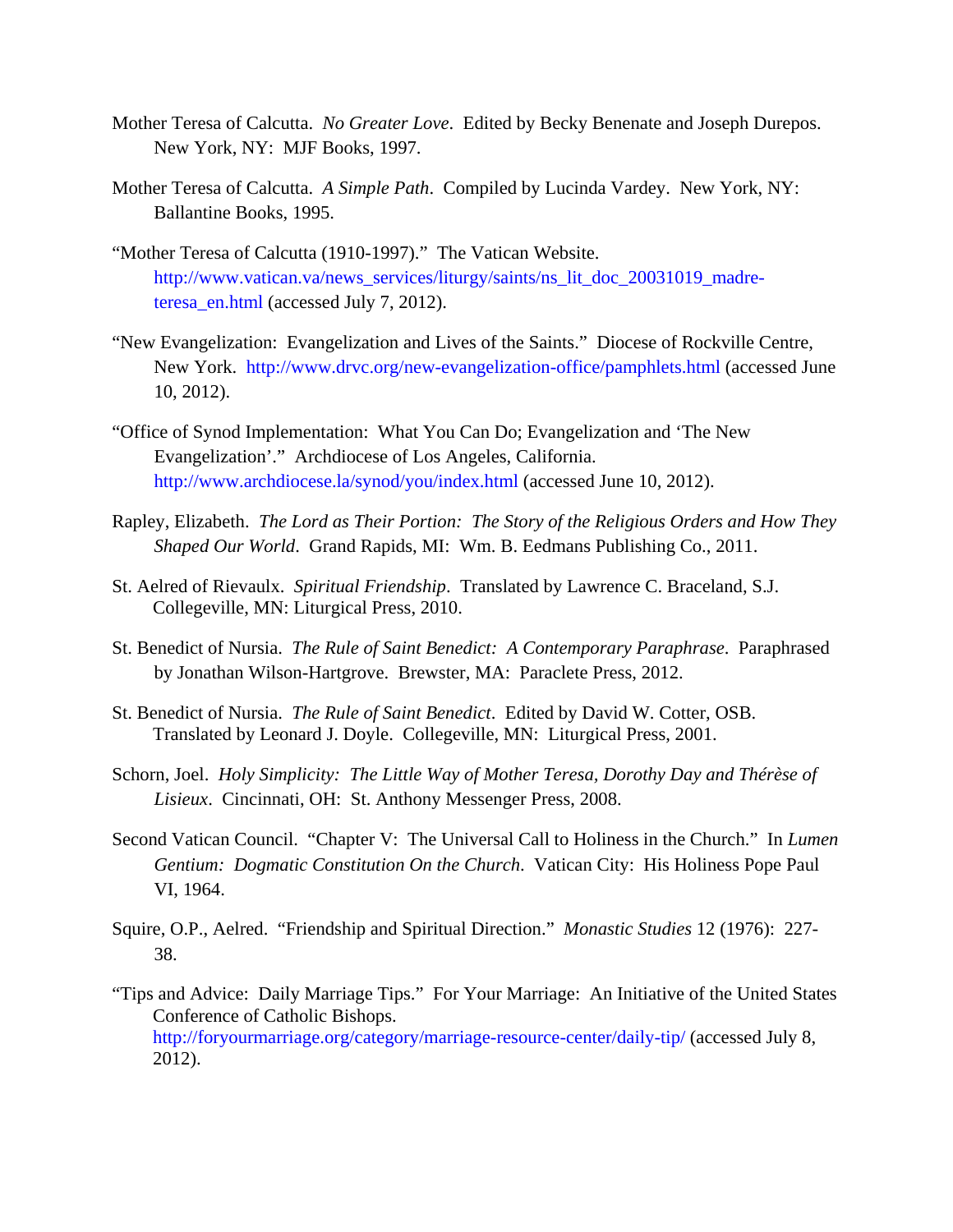Mother Teresa of Calcutta. *No Greater Love*. Edited by Becky Benenate and Joseph Durepos. New York, NY: MJF Books, 1997.

Mother Teresa of Calcutta. *A Simple Path*. Compiled by Lucinda Vardey. New York, NY: Ballantine Books, 1995.

"Mother Teresa of Calcutta (1910-1997)." The Vatican Website. http://www.vatican.va/news_services/liturgy/saints/ns_lit_doc_20031019_madre-teresa_en.html (accessed July 7, 2012).

"New Evangelization: Evangelization and Lives of the Saints." Diocese of Rockville Centre, New York. http://www.drvc.org/new-evangelization-office/pamphlets.html (accessed June 10, 2012).

"Office of Synod Implementation: What You Can Do; Evangelization and 'The New Evangelization'." Archdiocese of Los Angeles, California. http://www.archdiocese.la/synod/you/index.html (accessed June 10, 2012).

Rapley, Elizabeth. *The Lord as Their Portion: The Story of the Religious Orders and How They Shaped Our World*. Grand Rapids, MI: Wm. B. Eedmans Publishing Co., 2011.

St. Aelred of Rievaulx. *Spiritual Friendship*. Translated by Lawrence C. Braceland, S.J. Collegeville, MN: Liturgical Press, 2010.

St. Benedict of Nursia. *The Rule of Saint Benedict: A Contemporary Paraphrase*. Paraphrased by Jonathan Wilson-Hartgrove. Brewster, MA: Paraclete Press, 2012.

St. Benedict of Nursia. *The Rule of Saint Benedict*. Edited by David W. Cotter, OSB. Translated by Leonard J. Doyle. Collegeville, MN: Liturgical Press, 2001.

Schorn, Joel. *Holy Simplicity: The Little Way of Mother Teresa, Dorothy Day and Thérèse of Lisieux*. Cincinnati, OH: St. Anthony Messenger Press, 2008.

Second Vatican Council. "Chapter V: The Universal Call to Holiness in the Church." In *Lumen Gentium: Dogmatic Constitution On the Church*. Vatican City: His Holiness Pope Paul VI, 1964.

Squire, O.P., Aelred. "Friendship and Spiritual Direction." *Monastic Studies* 12 (1976): 227-38.

"Tips and Advice: Daily Marriage Tips." For Your Marriage: An Initiative of the United States Conference of Catholic Bishops. http://foryourmarriage.org/category/marriage-resource-center/daily-tip/ (accessed July 8, 2012).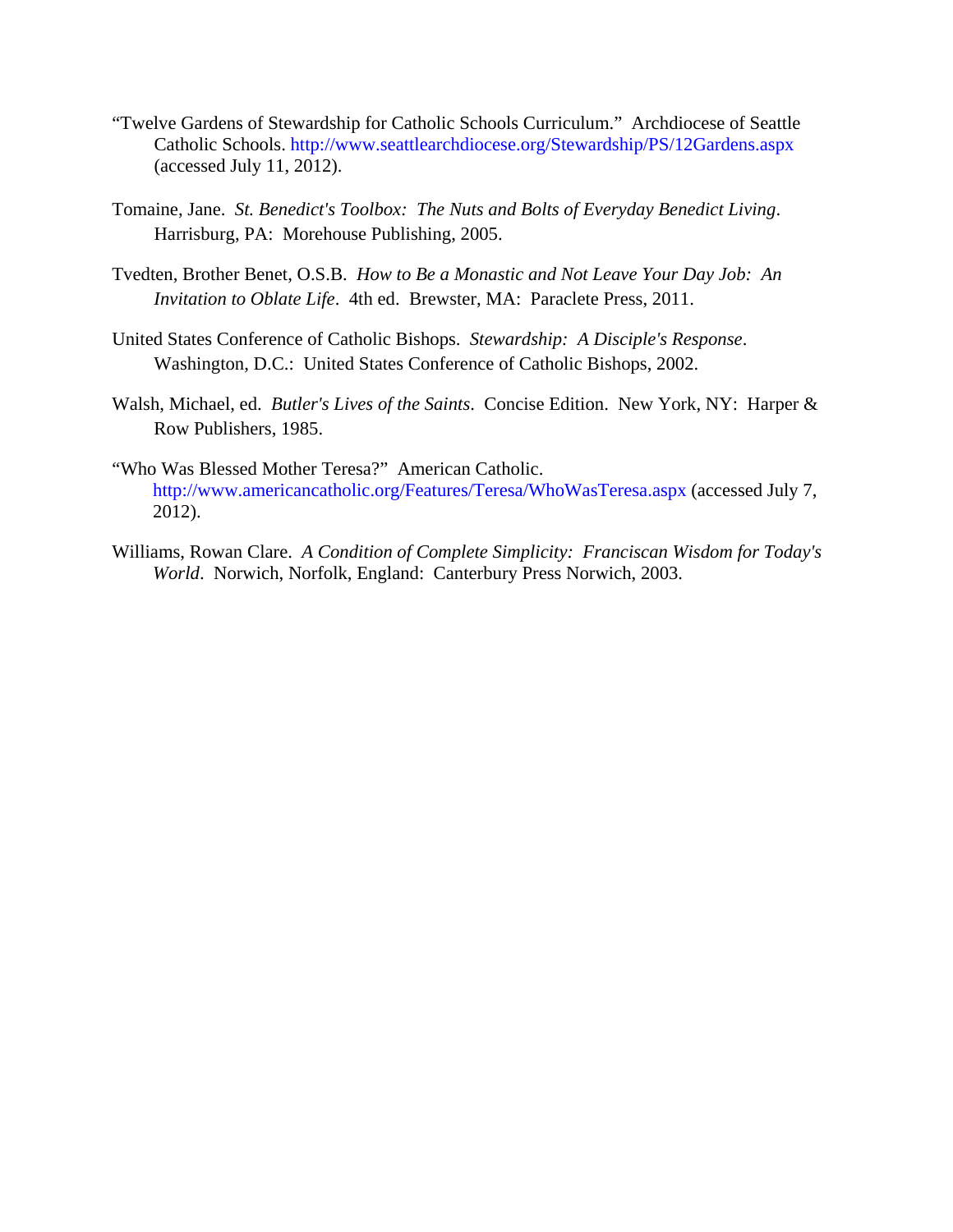“Twelve Gardens of Stewardship for Catholic Schools Curriculum.” Archdiocese of Seattle Catholic Schools. http://www.seattlearchdiocese.org/Stewardship/PS/12Gardens.aspx (accessed July 11, 2012).

Tomaine, Jane. *St. Benedict's Toolbox: The Nuts and Bolts of Everyday Benedict Living*. Harrisburg, PA: Morehouse Publishing, 2005.

Tvedten, Brother Benet, O.S.B. *How to Be a Monastic and Not Leave Your Day Job: An Invitation to Oblate Life*. 4th ed. Brewster, MA: Paraclete Press, 2011.

United States Conference of Catholic Bishops. *Stewardship: A Disciple's Response*. Washington, D.C.: United States Conference of Catholic Bishops, 2002.

Walsh, Michael, ed. *Butler's Lives of the Saints*. Concise Edition. New York, NY: Harper & Row Publishers, 1985.

“Who Was Blessed Mother Teresa?” American Catholic. http://www.americancatholic.org/Features/Teresa/WhoWasTeresa.aspx (accessed July 7, 2012).

Williams, Rowan Clare. *A Condition of Complete Simplicity: Franciscan Wisdom for Today's World*. Norwich, Norfolk, England: Canterbury Press Norwich, 2003.